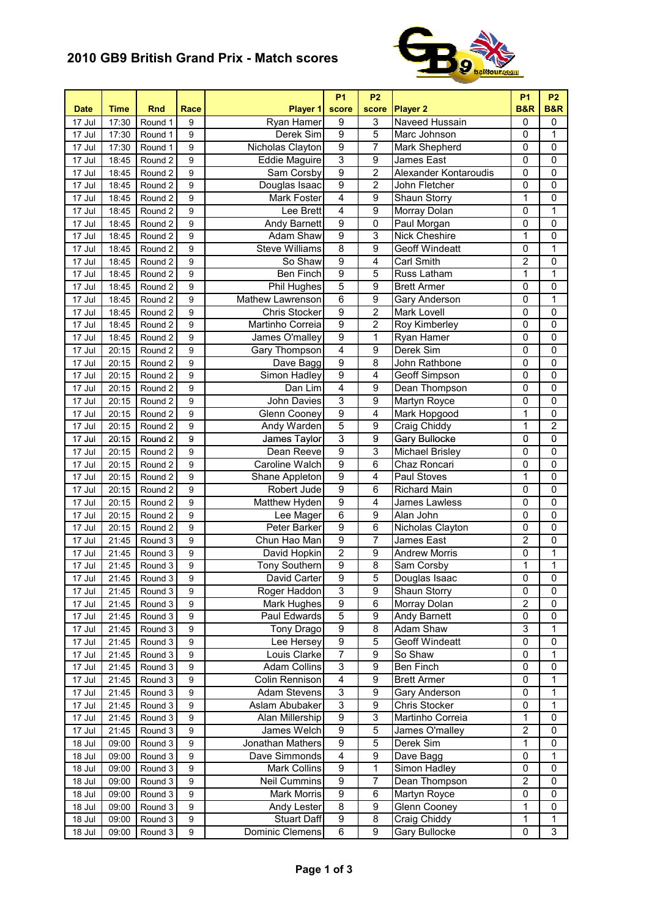# 2010 GB9 British Grand Prix - Match scores

| Date | Time | Rnd | Race | Player 1 | P1 score | P2 score | Player 2 | P1 B&R | P2 B&R |
|---|---|---|---|---|---|---|---|---|---|
| 17 Jul | 17:30 | Round 1 | 9 | Ryan Hamer | 9 | 3 | Naveed Hussain | 0 | 0 |
| 17 Jul | 17:30 | Round 1 | 9 | Derek Sim | 9 | 5 | Marc Johnson | 0 | 1 |
| 17 Jul | 17:30 | Round 1 | 9 | Nicholas Clayton | 9 | 7 | Mark Shepherd | 0 | 0 |
| 17 Jul | 18:45 | Round 2 | 9 | Eddie Maguire | 3 | 9 | James East | 0 | 0 |
| 17 Jul | 18:45 | Round 2 | 9 | Sam Corsby | 9 | 2 | Alexander Kontaroudis | 0 | 0 |
| 17 Jul | 18:45 | Round 2 | 9 | Douglas Isaac | 9 | 2 | John Fletcher | 0 | 0 |
| 17 Jul | 18:45 | Round 2 | 9 | Mark Foster | 4 | 9 | Shaun Storry | 1 | 0 |
| 17 Jul | 18:45 | Round 2 | 9 | Lee Brett | 4 | 9 | Morray Dolan | 0 | 1 |
| 17 Jul | 18:45 | Round 2 | 9 | Andy Barnett | 9 | 0 | Paul Morgan | 0 | 0 |
| 17 Jul | 18:45 | Round 2 | 9 | Adam Shaw | 9 | 3 | Nick Cheshire | 1 | 0 |
| 17 Jul | 18:45 | Round 2 | 9 | Steve Williams | 8 | 9 | Geoff Windeatt | 0 | 1 |
| 17 Jul | 18:45 | Round 2 | 9 | So Shaw | 9 | 4 | Carl Smith | 2 | 0 |
| 17 Jul | 18:45 | Round 2 | 9 | Ben Finch | 9 | 5 | Russ Latham | 1 | 1 |
| 17 Jul | 18:45 | Round 2 | 9 | Phil Hughes | 5 | 9 | Brett Armer | 0 | 0 |
| 17 Jul | 18:45 | Round 2 | 9 | Mathew Lawrenson | 6 | 9 | Gary Anderson | 0 | 1 |
| 17 Jul | 18:45 | Round 2 | 9 | Chris Stocker | 9 | 2 | Mark Lovell | 0 | 0 |
| 17 Jul | 18:45 | Round 2 | 9 | Martinho Correia | 9 | 2 | Roy Kimberley | 0 | 0 |
| 17 Jul | 18:45 | Round 2 | 9 | James O'malley | 9 | 1 | Ryan Hamer | 0 | 0 |
| 17 Jul | 20:15 | Round 2 | 9 | Gary Thompson | 4 | 9 | Derek Sim | 0 | 0 |
| 17 Jul | 20:15 | Round 2 | 9 | Dave Bagg | 9 | 8 | John Rathbone | 0 | 0 |
| 17 Jul | 20:15 | Round 2 | 9 | Simon Hadley | 9 | 4 | Geoff Simpson | 0 | 0 |
| 17 Jul | 20:15 | Round 2 | 9 | Dan Lim | 4 | 9 | Dean Thompson | 0 | 0 |
| 17 Jul | 20:15 | Round 2 | 9 | John Davies | 3 | 9 | Martyn Royce | 0 | 0 |
| 17 Jul | 20:15 | Round 2 | 9 | Glenn Cooney | 9 | 4 | Mark Hopgood | 1 | 0 |
| 17 Jul | 20:15 | Round 2 | 9 | Andy Warden | 5 | 9 | Craig Chiddy | 1 | 2 |
| 17 Jul | 20:15 | Round 2 | 9 | James Taylor | 3 | 9 | Gary Bullocke | 0 | 0 |
| 17 Jul | 20:15 | Round 2 | 9 | Dean Reeve | 9 | 3 | Michael Brisley | 0 | 0 |
| 17 Jul | 20:15 | Round 2 | 9 | Caroline Walch | 9 | 6 | Chaz Roncari | 0 | 0 |
| 17 Jul | 20:15 | Round 2 | 9 | Shane Appleton | 9 | 4 | Paul Stoves | 1 | 0 |
| 17 Jul | 20:15 | Round 2 | 9 | Robert Jude | 9 | 6 | Richard Main | 0 | 0 |
| 17 Jul | 20:15 | Round 2 | 9 | Matthew Hyden | 9 | 4 | James Lawless | 0 | 0 |
| 17 Jul | 20:15 | Round 2 | 9 | Lee Mager | 6 | 9 | Alan John | 0 | 0 |
| 17 Jul | 20:15 | Round 2 | 9 | Peter Barker | 9 | 6 | Nicholas Clayton | 0 | 0 |
| 17 Jul | 21:45 | Round 3 | 9 | Chun Hao Man | 9 | 7 | James East | 2 | 0 |
| 17 Jul | 21:45 | Round 3 | 9 | David Hopkin | 2 | 9 | Andrew Morris | 0 | 1 |
| 17 Jul | 21:45 | Round 3 | 9 | Tony Southern | 9 | 8 | Sam Corsby | 1 | 1 |
| 17 Jul | 21:45 | Round 3 | 9 | David Carter | 9 | 5 | Douglas Isaac | 0 | 0 |
| 17 Jul | 21:45 | Round 3 | 9 | Roger Haddon | 3 | 9 | Shaun Storry | 0 | 0 |
| 17 Jul | 21:45 | Round 3 | 9 | Mark Hughes | 9 | 6 | Morray Dolan | 2 | 0 |
| 17 Jul | 21:45 | Round 3 | 9 | Paul Edwards | 5 | 9 | Andy Barnett | 0 | 0 |
| 17 Jul | 21:45 | Round 3 | 9 | Tony Drago | 9 | 8 | Adam Shaw | 3 | 1 |
| 17 Jul | 21:45 | Round 3 | 9 | Lee Hersey | 9 | 5 | Geoff Windeatt | 0 | 0 |
| 17 Jul | 21:45 | Round 3 | 9 | Louis Clarke | 7 | 9 | So Shaw | 0 | 1 |
| 17 Jul | 21:45 | Round 3 | 9 | Adam Collins | 3 | 9 | Ben Finch | 0 | 0 |
| 17 Jul | 21:45 | Round 3 | 9 | Colin Rennison | 4 | 9 | Brett Armer | 0 | 1 |
| 17 Jul | 21:45 | Round 3 | 9 | Adam Stevens | 3 | 9 | Gary Anderson | 0 | 1 |
| 17 Jul | 21:45 | Round 3 | 9 | Aslam Abubaker | 3 | 9 | Chris Stocker | 0 | 1 |
| 17 Jul | 21:45 | Round 3 | 9 | Alan Millership | 9 | 3 | Martinho Correia | 1 | 0 |
| 17 Jul | 21:45 | Round 3 | 9 | James Welch | 9 | 5 | James O'malley | 2 | 0 |
| 18 Jul | 09:00 | Round 3 | 9 | Jonathan Mathers | 9 | 5 | Derek Sim | 1 | 0 |
| 18 Jul | 09:00 | Round 3 | 9 | Dave Simmonds | 4 | 9 | Dave Bagg | 0 | 1 |
| 18 Jul | 09:00 | Round 3 | 9 | Mark Collins | 9 | 1 | Simon Hadley | 0 | 0 |
| 18 Jul | 09:00 | Round 3 | 9 | Neil Cummins | 9 | 7 | Dean Thompson | 2 | 0 |
| 18 Jul | 09:00 | Round 3 | 9 | Mark Morris | 9 | 6 | Martyn Royce | 0 | 0 |
| 18 Jul | 09:00 | Round 3 | 9 | Andy Lester | 8 | 9 | Glenn Cooney | 1 | 0 |
| 18 Jul | 09:00 | Round 3 | 9 | Stuart Daff | 9 | 8 | Craig Chiddy | 1 | 1 |
| 18 Jul | 09:00 | Round 3 | 9 | Dominic Clemens | 6 | 9 | Gary Bullocke | 0 | 3 |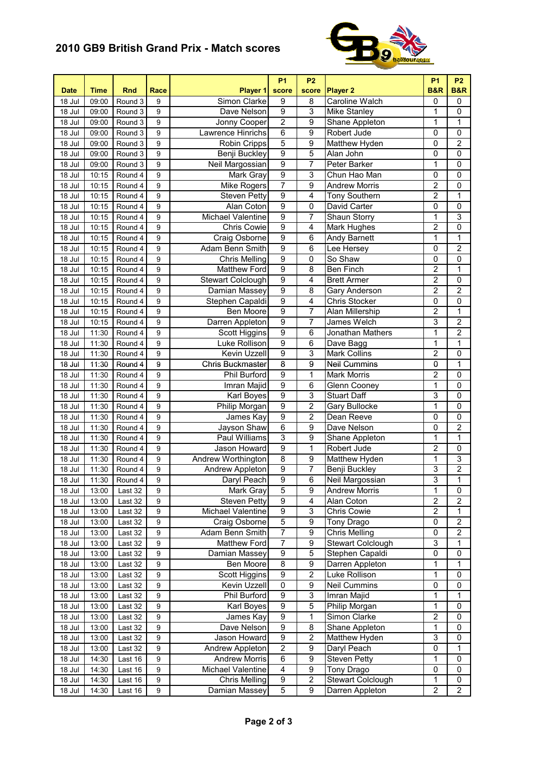# 2010 GB9 British Grand Prix - Match scores

| Date | Time | Rnd | Race | Player 1 | P1 score | P2 score | Player 2 | P1 B&R | P2 B&R |
|---|---|---|---|---|---|---|---|---|---|
| 18 Jul | 09:00 | Round 3 | 9 | Simon Clarke | 9 | 8 | Caroline Walch | 0 | 0 |
| 18 Jul | 09:00 | Round 3 | 9 | Dave Nelson | 9 | 3 | Mike Stanley | 1 | 0 |
| 18 Jul | 09:00 | Round 3 | 9 | Jonny Cooper | 2 | 9 | Shane Appleton | 1 | 1 |
| 18 Jul | 09:00 | Round 3 | 9 | Lawrence Hinrichs | 6 | 9 | Robert Jude | 0 | 0 |
| 18 Jul | 09:00 | Round 3 | 9 | Robin Cripps | 5 | 9 | Matthew Hyden | 0 | 2 |
| 18 Jul | 09:00 | Round 3 | 9 | Benji Buckley | 9 | 5 | Alan John | 0 | 0 |
| 18 Jul | 09:00 | Round 3 | 9 | Neil Margossian | 9 | 7 | Peter Barker | 1 | 0 |
| 18 Jul | 10:15 | Round 4 | 9 | Mark Gray | 9 | 3 | Chun Hao Man | 0 | 0 |
| 18 Jul | 10:15 | Round 4 | 9 | Mike Rogers | 7 | 9 | Andrew Morris | 2 | 0 |
| 18 Jul | 10:15 | Round 4 | 9 | Steven Petty | 9 | 4 | Tony Southern | 2 | 1 |
| 18 Jul | 10:15 | Round 4 | 9 | Alan Coton | 9 | 0 | David Carter | 0 | 0 |
| 18 Jul | 10:15 | Round 4 | 9 | Michael Valentine | 9 | 7 | Shaun Storry | 1 | 3 |
| 18 Jul | 10:15 | Round 4 | 9 | Chris Cowie | 9 | 4 | Mark Hughes | 2 | 0 |
| 18 Jul | 10:15 | Round 4 | 9 | Craig Osborne | 9 | 6 | Andy Barnett | 1 | 1 |
| 18 Jul | 10:15 | Round 4 | 9 | Adam Benn Smith | 9 | 6 | Lee Hersey | 0 | 2 |
| 18 Jul | 10:15 | Round 4 | 9 | Chris Melling | 9 | 0 | So Shaw | 0 | 0 |
| 18 Jul | 10:15 | Round 4 | 9 | Matthew Ford | 9 | 8 | Ben Finch | 2 | 1 |
| 18 Jul | 10:15 | Round 4 | 9 | Stewart Colclough | 9 | 4 | Brett Armer | 2 | 0 |
| 18 Jul | 10:15 | Round 4 | 9 | Damian Massey | 9 | 8 | Gary Anderson | 2 | 2 |
| 18 Jul | 10:15 | Round 4 | 9 | Stephen Capaldi | 9 | 4 | Chris Stocker | 0 | 0 |
| 18 Jul | 10:15 | Round 4 | 9 | Ben Moore | 9 | 7 | Alan Millership | 2 | 1 |
| 18 Jul | 10:15 | Round 4 | 9 | Darren Appleton | 9 | 7 | James Welch | 3 | 2 |
| 18 Jul | 11:30 | Round 4 | 9 | Scott Higgins | 9 | 6 | Jonathan Mathers | 1 | 2 |
| 18 Jul | 11:30 | Round 4 | 9 | Luke Rollison | 9 | 6 | Dave Bagg | 1 | 1 |
| 18 Jul | 11:30 | Round 4 | 9 | Kevin Uzzell | 9 | 3 | Mark Collins | 2 | 0 |
| 18 Jul | 11:30 | Round 4 | 9 | Chris Buckmaster | 8 | 9 | Neil Cummins | 0 | 1 |
| 18 Jul | 11:30 | Round 4 | 9 | Phil Burford | 9 | 1 | Mark Morris | 2 | 0 |
| 18 Jul | 11:30 | Round 4 | 9 | Imran Majid | 9 | 6 | Glenn Cooney | 1 | 0 |
| 18 Jul | 11:30 | Round 4 | 9 | Karl Boyes | 9 | 3 | Stuart Daff | 3 | 0 |
| 18 Jul | 11:30 | Round 4 | 9 | Philip Morgan | 9 | 2 | Gary Bullocke | 1 | 0 |
| 18 Jul | 11:30 | Round 4 | 9 | James Kay | 9 | 2 | Dean Reeve | 0 | 0 |
| 18 Jul | 11:30 | Round 4 | 9 | Jayson Shaw | 6 | 9 | Dave Nelson | 0 | 2 |
| 18 Jul | 11:30 | Round 4 | 9 | Paul Williams | 3 | 9 | Shane Appleton | 1 | 1 |
| 18 Jul | 11:30 | Round 4 | 9 | Jason Howard | 9 | 1 | Robert Jude | 2 | 0 |
| 18 Jul | 11:30 | Round 4 | 9 | Andrew Worthington | 8 | 9 | Matthew Hyden | 1 | 3 |
| 18 Jul | 11:30 | Round 4 | 9 | Andrew Appleton | 9 | 7 | Benji Buckley | 3 | 2 |
| 18 Jul | 11:30 | Round 4 | 9 | Daryl Peach | 9 | 6 | Neil Margossian | 3 | 1 |
| 18 Jul | 13:00 | Last 32 | 9 | Mark Gray | 5 | 9 | Andrew Morris | 1 | 0 |
| 18 Jul | 13:00 | Last 32 | 9 | Steven Petty | 9 | 4 | Alan Coton | 2 | 2 |
| 18 Jul | 13:00 | Last 32 | 9 | Michael Valentine | 9 | 3 | Chris Cowie | 2 | 1 |
| 18 Jul | 13:00 | Last 32 | 9 | Craig Osborne | 5 | 9 | Tony Drago | 0 | 2 |
| 18 Jul | 13:00 | Last 32 | 9 | Adam Benn Smith | 7 | 9 | Chris Melling | 0 | 2 |
| 18 Jul | 13:00 | Last 32 | 9 | Matthew Ford | 7 | 9 | Stewart Colclough | 3 | 1 |
| 18 Jul | 13:00 | Last 32 | 9 | Damian Massey | 9 | 5 | Stephen Capaldi | 0 | 0 |
| 18 Jul | 13:00 | Last 32 | 9 | Ben Moore | 8 | 9 | Darren Appleton | 1 | 1 |
| 18 Jul | 13:00 | Last 32 | 9 | Scott Higgins | 9 | 2 | Luke Rollison | 1 | 0 |
| 18 Jul | 13:00 | Last 32 | 9 | Kevin Uzzell | 0 | 9 | Neil Cummins | 0 | 0 |
| 18 Jul | 13:00 | Last 32 | 9 | Phil Burford | 9 | 3 | Imran Majid | 1 | 1 |
| 18 Jul | 13:00 | Last 32 | 9 | Karl Boyes | 9 | 5 | Philip Morgan | 1 | 0 |
| 18 Jul | 13:00 | Last 32 | 9 | James Kay | 9 | 1 | Simon Clarke | 2 | 0 |
| 18 Jul | 13:00 | Last 32 | 9 | Dave Nelson | 9 | 8 | Shane Appleton | 1 | 0 |
| 18 Jul | 13:00 | Last 32 | 9 | Jason Howard | 9 | 2 | Matthew Hyden | 3 | 0 |
| 18 Jul | 13:00 | Last 32 | 9 | Andrew Appleton | 2 | 9 | Daryl Peach | 0 | 1 |
| 18 Jul | 14:30 | Last 16 | 9 | Andrew Morris | 6 | 9 | Steven Petty | 1 | 0 |
| 18 Jul | 14:30 | Last 16 | 9 | Michael Valentine | 4 | 9 | Tony Drago | 0 | 0 |
| 18 Jul | 14:30 | Last 16 | 9 | Chris Melling | 9 | 2 | Stewart Colclough | 1 | 0 |
| 18 Jul | 14:30 | Last 16 | 9 | Damian Massey | 5 | 9 | Darren Appleton | 2 | 2 |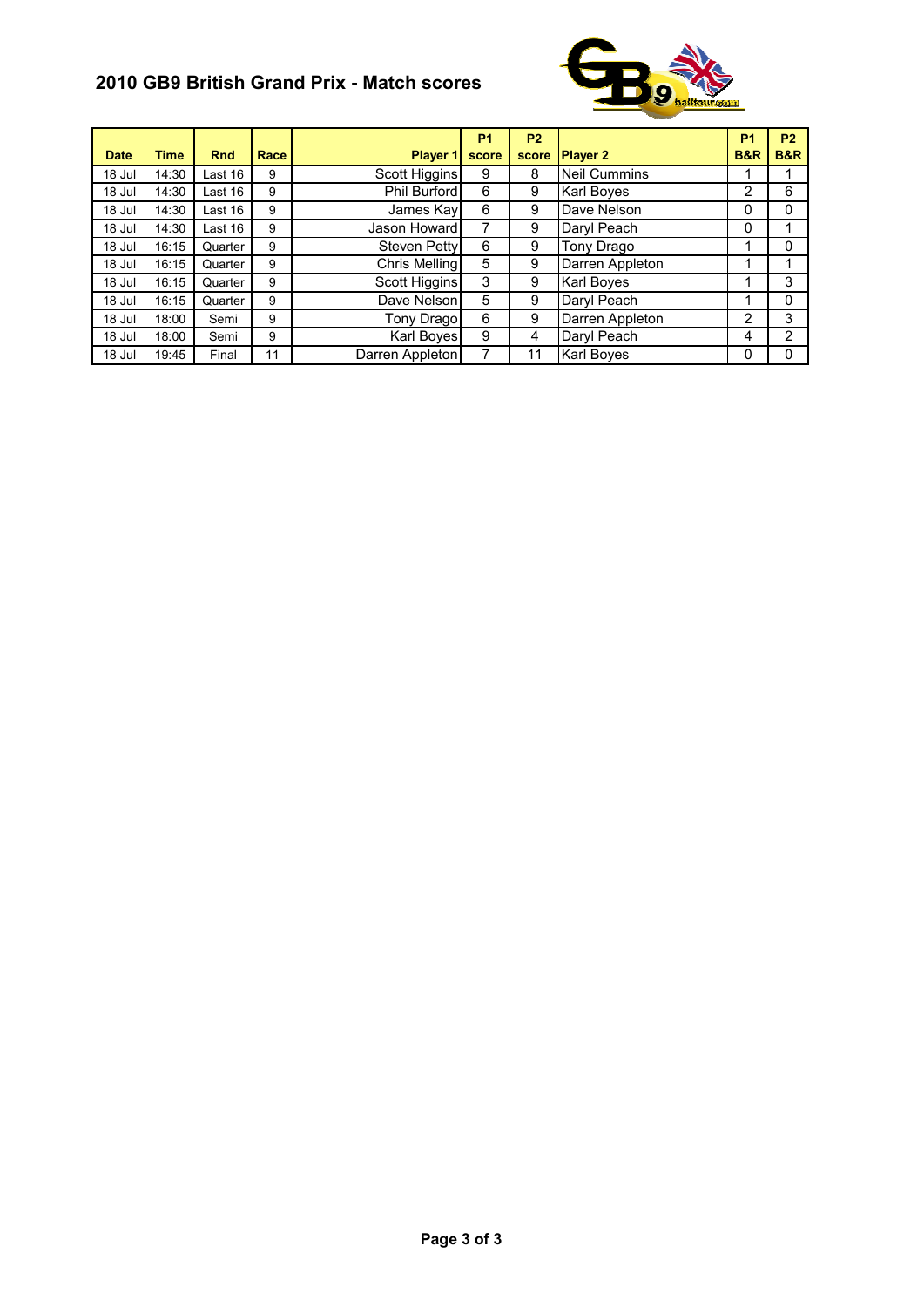## 2010 GB9 British Grand Prix - Match scores

| Date | Time | Rnd | Race | Player 1 | P1 score | P2 score | Player 2 | P1 B&R | P2 B&R |
|---|---|---|---|---|---|---|---|---|---|
| 18 Jul | 14:30 | Last 16 | 9 | Scott Higgins | 9 | 8 | Neil Cummins | 1 | 1 |
| 18 Jul | 14:30 | Last 16 | 9 | Phil Burford | 6 | 9 | Karl Boyes | 2 | 6 |
| 18 Jul | 14:30 | Last 16 | 9 | James Kay | 6 | 9 | Dave Nelson | 0 | 0 |
| 18 Jul | 14:30 | Last 16 | 9 | Jason Howard | 7 | 9 | Daryl Peach | 0 | 1 |
| 18 Jul | 16:15 | Quarter | 9 | Steven Petty | 6 | 9 | Tony Drago | 1 | 0 |
| 18 Jul | 16:15 | Quarter | 9 | Chris Melling | 5 | 9 | Darren Appleton | 1 | 1 |
| 18 Jul | 16:15 | Quarter | 9 | Scott Higgins | 3 | 9 | Karl Boyes | 1 | 3 |
| 18 Jul | 16:15 | Quarter | 9 | Dave Nelson | 5 | 9 | Daryl Peach | 1 | 0 |
| 18 Jul | 18:00 | Semi | 9 | Tony Drago | 6 | 9 | Darren Appleton | 2 | 3 |
| 18 Jul | 18:00 | Semi | 9 | Karl Boyes | 9 | 4 | Daryl Peach | 4 | 2 |
| 18 Jul | 19:45 | Final | 11 | Darren Appleton | 7 | 11 | Karl Boyes | 0 | 0 |